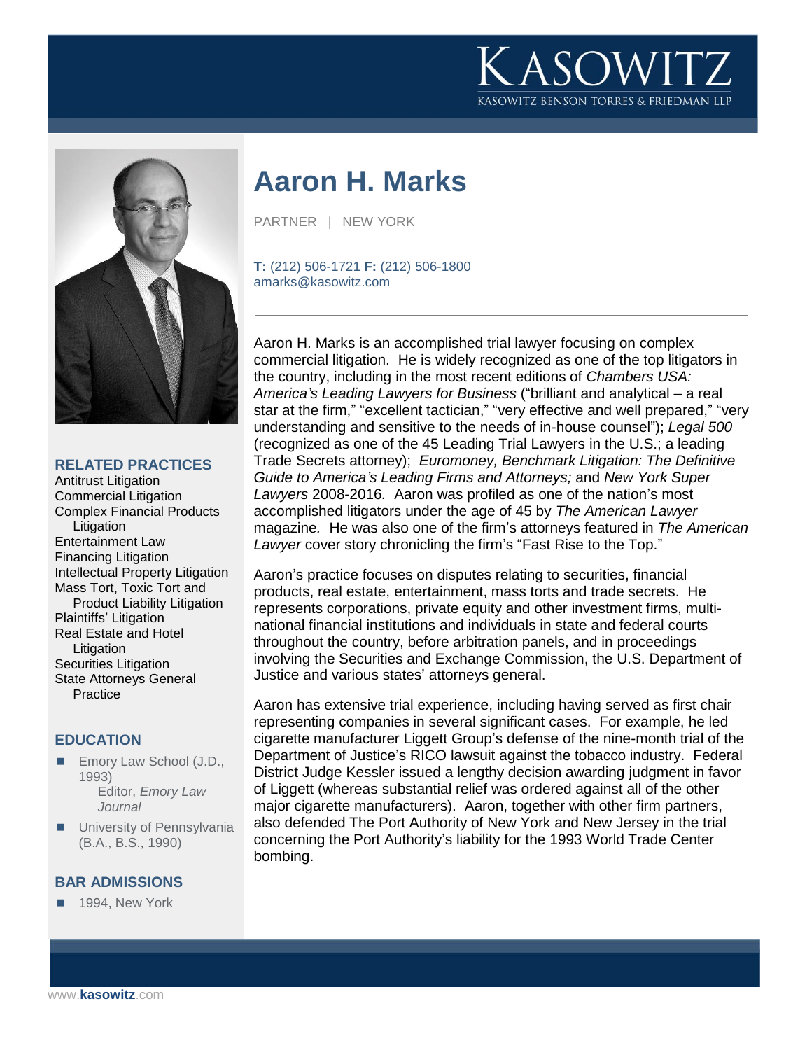# Aaron H. Marks

PARTNER | NEW YORK

**T:** (212) 506-1721 **F:** (212) 506-1800
amarks@kasowitz.com

Aaron H. Marks is an accomplished trial lawyer focusing on complex commercial litigation. He is widely recognized as one of the top litigators in the country, including in the most recent editions of *Chambers USA: America's Leading Lawyers for Business* ("brilliant and analytical – a real star at the firm," "excellent tactician," "very effective and well prepared," "very understanding and sensitive to the needs of in-house counsel"); *Legal 500* (recognized as one of the 45 Leading Trial Lawyers in the U.S.; a leading Trade Secrets attorney); *Euromoney, Benchmark Litigation: The Definitive Guide to America's Leading Firms and Attorneys;* and *New York Super Lawyers* 2008-2016*.* Aaron was profiled as one of the nation's most accomplished litigators under the age of 45 by *The American Lawyer* magazine*.* He was also one of the firm's attorneys featured in *The American Lawyer* cover story chronicling the firm's "Fast Rise to the Top."

Aaron's practice focuses on disputes relating to securities, financial products, real estate, entertainment, mass torts and trade secrets. He represents corporations, private equity and other investment firms, multi-national financial institutions and individuals in state and federal courts throughout the country, before arbitration panels, and in proceedings involving the Securities and Exchange Commission, the U.S. Department of Justice and various states' attorneys general.

Aaron has extensive trial experience, including having served as first chair representing companies in several significant cases. For example, he led cigarette manufacturer Liggett Group's defense of the nine-month trial of the Department of Justice's RICO lawsuit against the tobacco industry. Federal District Judge Kessler issued a lengthy decision awarding judgment in favor of Liggett (whereas substantial relief was ordered against all of the other major cigarette manufacturers). Aaron, together with other firm partners, also defended The Port Authority of New York and New Jersey in the trial concerning the Port Authority's liability for the 1993 World Trade Center bombing.

## RELATED PRACTICES

- Antitrust Litigation
- Commercial Litigation
- Complex Financial Products Litigation
- Entertainment Law
- Financing Litigation
- Intellectual Property Litigation
- Mass Tort, Toxic Tort and Product Liability Litigation
- Plaintiffs' Litigation
- Real Estate and Hotel Litigation
- Securities Litigation
- State Attorneys General Practice

## EDUCATION

- Emory Law School (J.D., 1993)
  Editor, *Emory Law Journal*
- University of Pennsylvania (B.A., B.S., 1990)

## BAR ADMISSIONS

- 1994, New York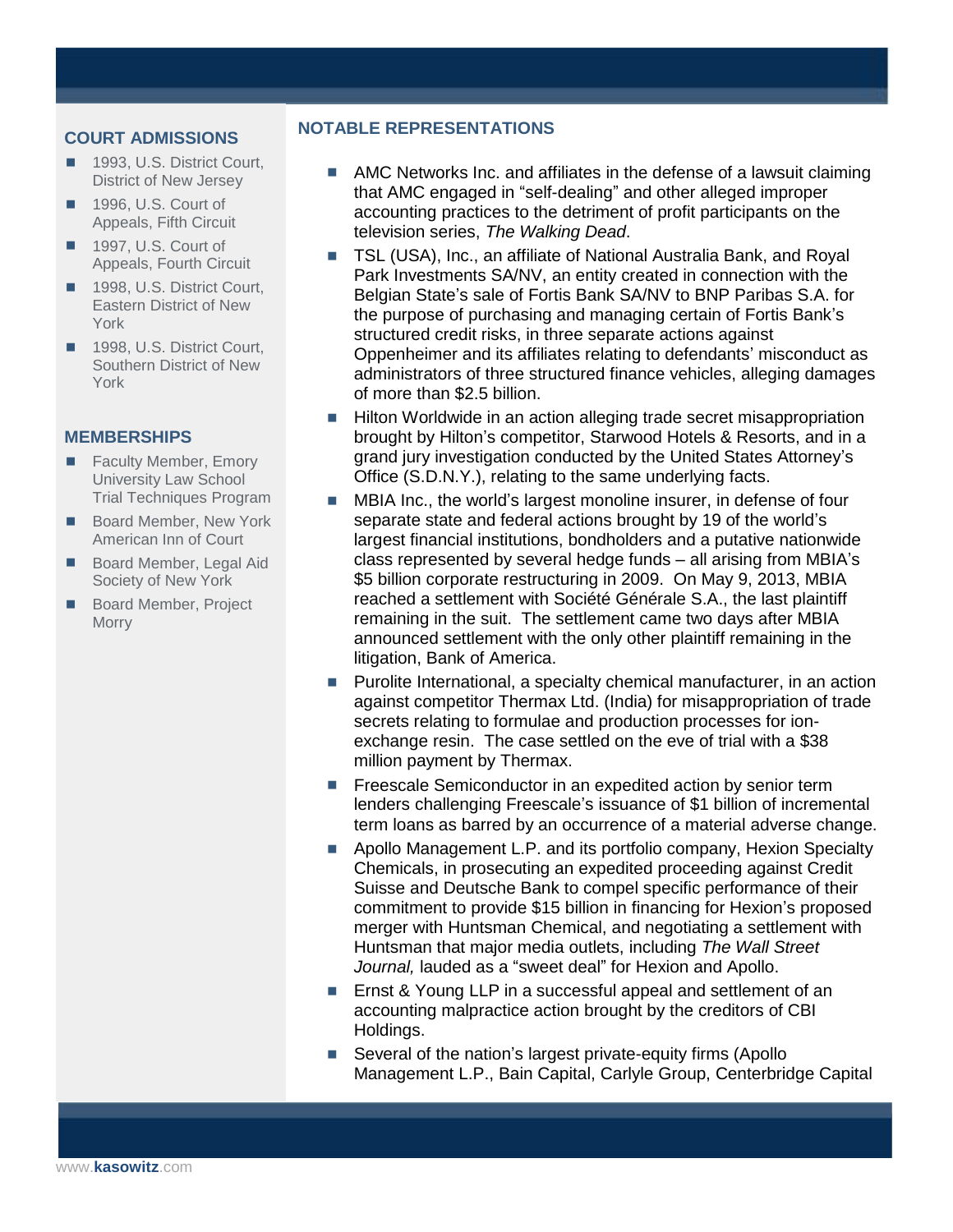## COURT ADMISSIONS

- 1993, U.S. District Court, District of New Jersey
- 1996, U.S. Court of Appeals, Fifth Circuit
- 1997, U.S. Court of Appeals, Fourth Circuit
- 1998, U.S. District Court, Eastern District of New York
- 1998, U.S. District Court, Southern District of New York

## MEMBERSHIPS

- Faculty Member, Emory University Law School Trial Techniques Program
- Board Member, New York American Inn of Court
- Board Member, Legal Aid Society of New York
- Board Member, Project Morry

## NOTABLE REPRESENTATIONS

- AMC Networks Inc. and affiliates in the defense of a lawsuit claiming that AMC engaged in "self-dealing" and other alleged improper accounting practices to the detriment of profit participants on the television series, *The Walking Dead*.
- TSL (USA), Inc., an affiliate of National Australia Bank, and Royal Park Investments SA/NV, an entity created in connection with the Belgian State's sale of Fortis Bank SA/NV to BNP Paribas S.A. for the purpose of purchasing and managing certain of Fortis Bank's structured credit risks, in three separate actions against Oppenheimer and its affiliates relating to defendants' misconduct as administrators of three structured finance vehicles, alleging damages of more than $2.5 billion.
- Hilton Worldwide in an action alleging trade secret misappropriation brought by Hilton's competitor, Starwood Hotels & Resorts, and in a grand jury investigation conducted by the United States Attorney's Office (S.D.N.Y.), relating to the same underlying facts.
- MBIA Inc., the world's largest monoline insurer, in defense of four separate state and federal actions brought by 19 of the world's largest financial institutions, bondholders and a putative nationwide class represented by several hedge funds – all arising from MBIA's $5 billion corporate restructuring in 2009. On May 9, 2013, MBIA reached a settlement with Société Générale S.A., the last plaintiff remaining in the suit. The settlement came two days after MBIA announced settlement with the only other plaintiff remaining in the litigation, Bank of America.
- Purolite International, a specialty chemical manufacturer, in an action against competitor Thermax Ltd. (India) for misappropriation of trade secrets relating to formulae and production processes for ion-exchange resin. The case settled on the eve of trial with a $38 million payment by Thermax.
- Freescale Semiconductor in an expedited action by senior term lenders challenging Freescale's issuance of $1 billion of incremental term loans as barred by an occurrence of a material adverse change.
- Apollo Management L.P. and its portfolio company, Hexion Specialty Chemicals, in prosecuting an expedited proceeding against Credit Suisse and Deutsche Bank to compel specific performance of their commitment to provide $15 billion in financing for Hexion's proposed merger with Huntsman Chemical, and negotiating a settlement with Huntsman that major media outlets, including *The Wall Street Journal,* lauded as a "sweet deal" for Hexion and Apollo.
- Ernst & Young LLP in a successful appeal and settlement of an accounting malpractice action brought by the creditors of CBI Holdings.
- Several of the nation's largest private-equity firms (Apollo Management L.P., Bain Capital, Carlyle Group, Centerbridge Capital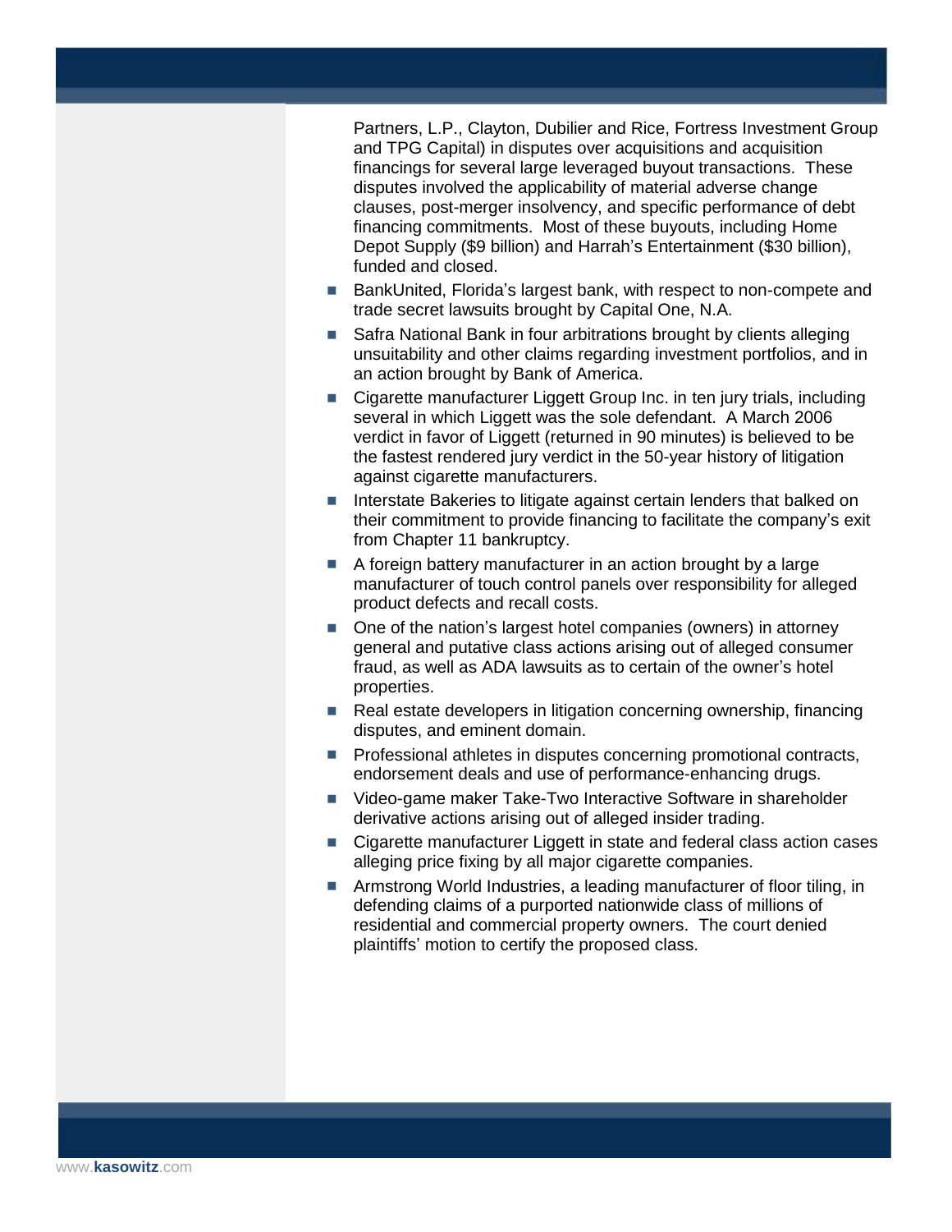Partners, L.P., Clayton, Dubilier and Rice, Fortress Investment Group and TPG Capital) in disputes over acquisitions and acquisition financings for several large leveraged buyout transactions. These disputes involved the applicability of material adverse change clauses, post-merger insolvency, and specific performance of debt financing commitments. Most of these buyouts, including Home Depot Supply ($9 billion) and Harrah's Entertainment ($30 billion), funded and closed.

- BankUnited, Florida's largest bank, with respect to non-compete and trade secret lawsuits brought by Capital One, N.A.
- Safra National Bank in four arbitrations brought by clients alleging unsuitability and other claims regarding investment portfolios, and in an action brought by Bank of America.
- Cigarette manufacturer Liggett Group Inc. in ten jury trials, including several in which Liggett was the sole defendant. A March 2006 verdict in favor of Liggett (returned in 90 minutes) is believed to be the fastest rendered jury verdict in the 50-year history of litigation against cigarette manufacturers.
- Interstate Bakeries to litigate against certain lenders that balked on their commitment to provide financing to facilitate the company's exit from Chapter 11 bankruptcy.
- A foreign battery manufacturer in an action brought by a large manufacturer of touch control panels over responsibility for alleged product defects and recall costs.
- One of the nation's largest hotel companies (owners) in attorney general and putative class actions arising out of alleged consumer fraud, as well as ADA lawsuits as to certain of the owner's hotel properties.
- Real estate developers in litigation concerning ownership, financing disputes, and eminent domain.
- Professional athletes in disputes concerning promotional contracts, endorsement deals and use of performance-enhancing drugs.
- Video-game maker Take-Two Interactive Software in shareholder derivative actions arising out of alleged insider trading.
- Cigarette manufacturer Liggett in state and federal class action cases alleging price fixing by all major cigarette companies.
- Armstrong World Industries, a leading manufacturer of floor tiling, in defending claims of a purported nationwide class of millions of residential and commercial property owners. The court denied plaintiffs' motion to certify the proposed class.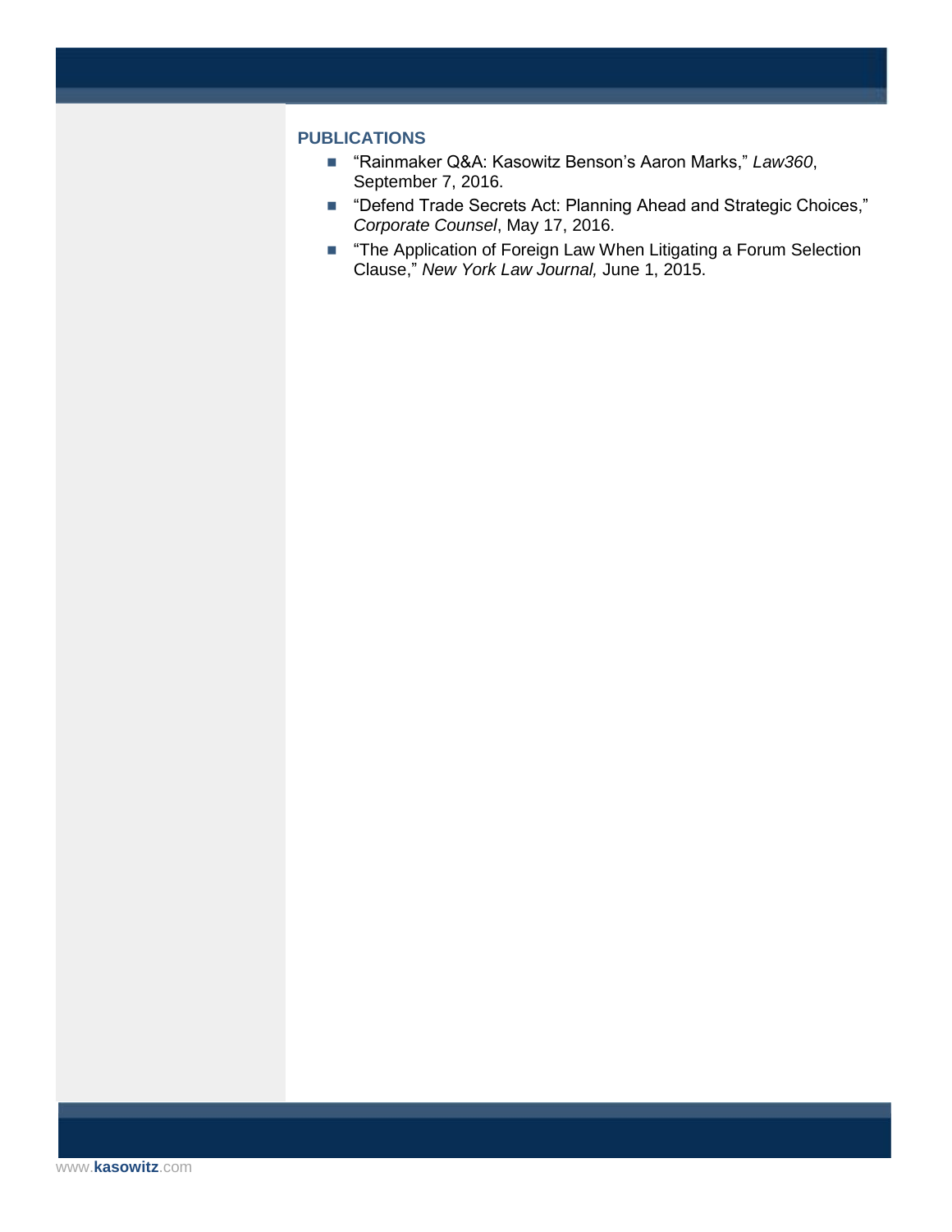## PUBLICATIONS

- "Rainmaker Q&A: Kasowitz Benson's Aaron Marks," *Law360*, September 7, 2016.
- "Defend Trade Secrets Act: Planning Ahead and Strategic Choices," *Corporate Counsel*, May 17, 2016.
- "The Application of Foreign Law When Litigating a Forum Selection Clause," *New York Law Journal,* June 1, 2015.